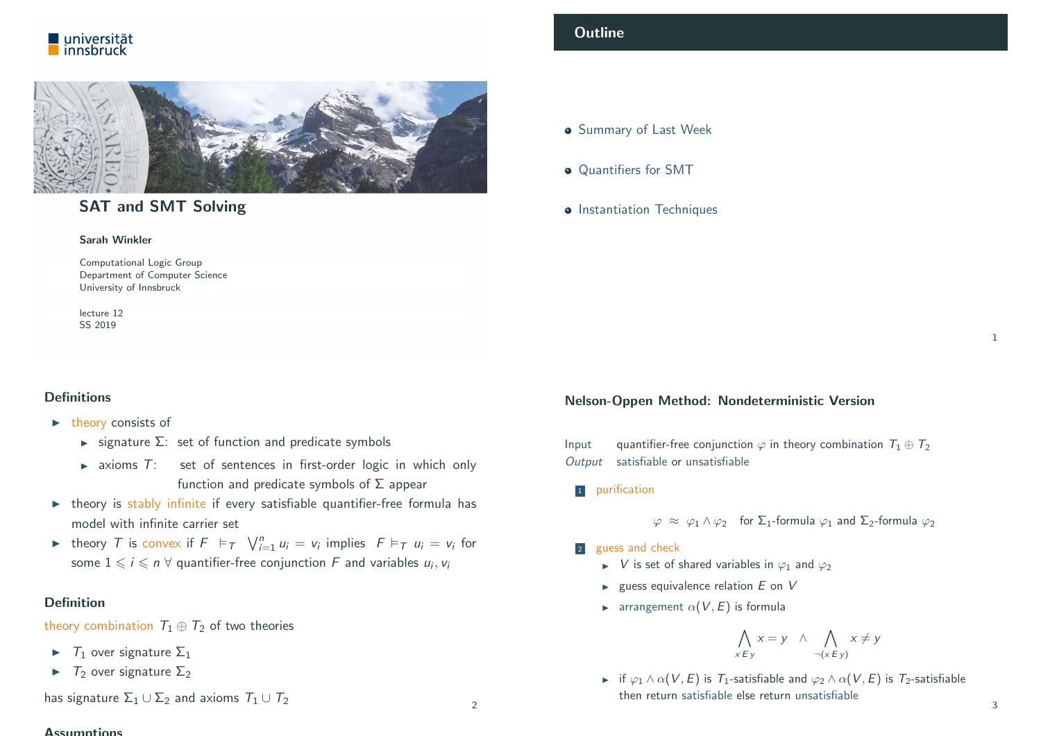universität innsbruck

# SAT and SMT Solving

**Sarah Winkler**

Computational Logic Group
Department of Computer Science
University of Innsbruck

lecture 12
SS 2019

## Outline

- Summary of Last Week
- Quantifiers for SMT
- Instantiation Techniques

### Definitions

- theory consists of
  - signature $\Sigma$: set of function and predicate symbols
  - axioms $T$: set of sentences in first-order logic in which only function and predicate symbols of $\Sigma$ appear
- theory is stably infinite if every satisfiable quantifier-free formula has model with infinite carrier set
- theory $T$ is convex if $F \vDash_T \bigvee_{i=1}^{n} u_i = v_i$ implies $F \vDash_T u_i = v_i$ for some $1 \leqslant i \leqslant n$ $\forall$ quantifier-free conjunction $F$ and variables $u_i, v_i$

### Definition

theory combination $T_1 \oplus T_2$ of two theories

- $T_1$ over signature $\Sigma_1$
- $T_2$ over signature $\Sigma_2$

has signature $\Sigma_1 \cup \Sigma_2$ and axioms $T_1 \cup T_2$

### Nelson-Oppen Method: Nondeterministic Version

*Input* quantifier-free conjunction $\varphi$ in theory combination $T_1 \oplus T_2$
*Output* satisfiable or unsatisfiable

1. purification

$$\varphi \approx \varphi_1 \wedge \varphi_2 \quad \text{for } \Sigma_1\text{-formula } \varphi_1 \text{ and } \Sigma_2\text{-formula } \varphi_2$$

2. guess and check
   - $V$ is set of shared variables in $\varphi_1$ and $\varphi_2$
   - guess equivalence relation $E$ on $V$
   - arrangement $\alpha(V, E)$ is formula

$$\bigwedge_{x\,E\,y} x = y \quad \wedge \quad \bigwedge_{\neg(x\,E\,y)} x \neq y$$

   - if $\varphi_1 \wedge \alpha(V, E)$ is $T_1$-satisfiable and $\varphi_2 \wedge \alpha(V, E)$ is $T_2$-satisfiable then return satisfiable else return unsatisfiable

### Assumptions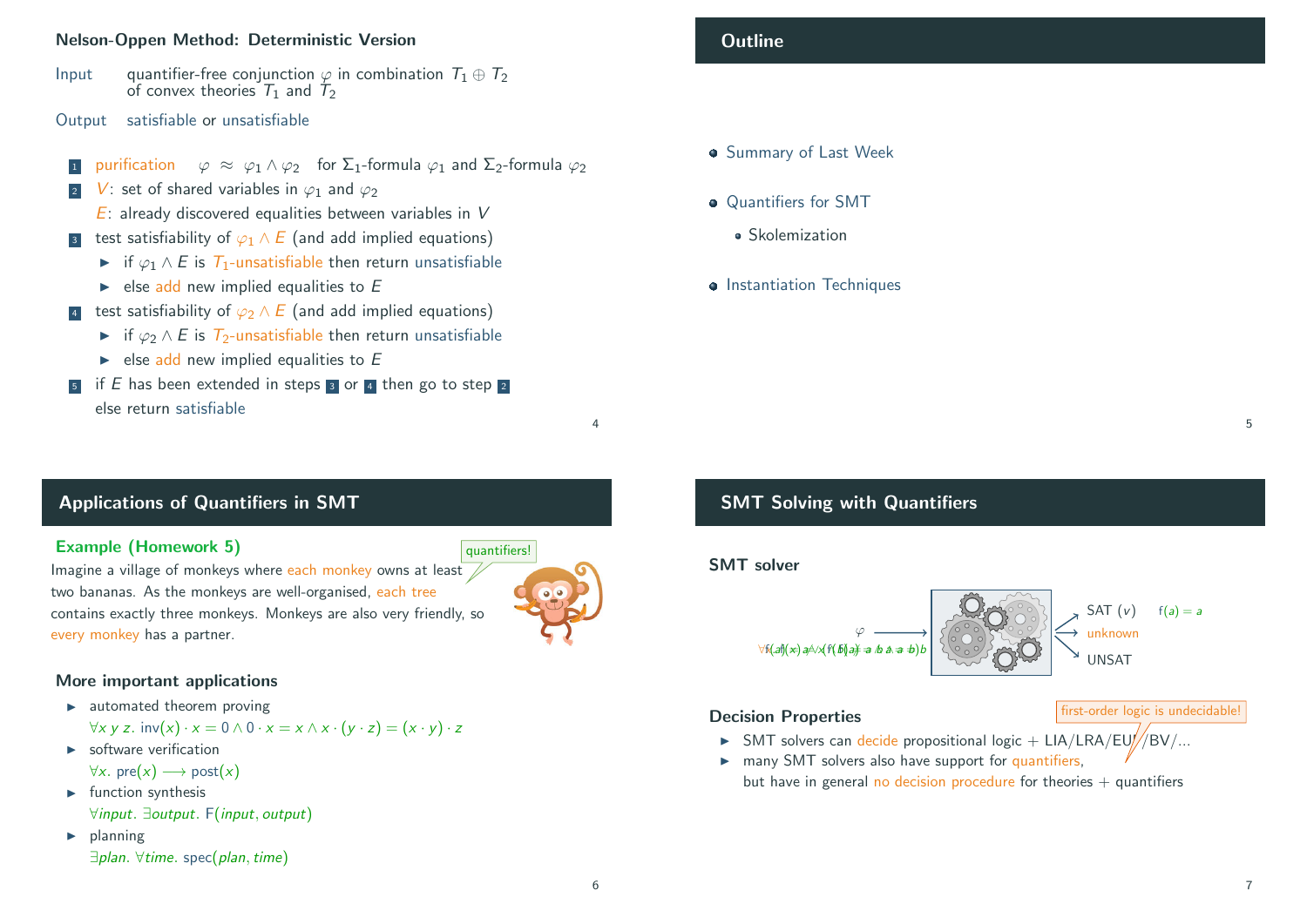## Nelson-Oppen Method: Deterministic Version

Input quantifier-free conjunction $\varphi$ in combination $T_1 \oplus T_2$ of convex theories $T_1$ and $T_2$

Output satisfiable or unsatisfiable

1. purification $\varphi \approx \varphi_1 \wedge \varphi_2$ for $\Sigma_1$-formula $\varphi_1$ and $\Sigma_2$-formula $\varphi_2$
2. $V$: set of shared variables in $\varphi_1$ and $\varphi_2$
   $E$: already discovered equalities between variables in $V$
3. test satisfiability of $\varphi_1 \wedge E$ (and add implied equations)
   - if $\varphi_1 \wedge E$ is $T_1$-unsatisfiable then return unsatisfiable
   - else add new implied equalities to $E$
4. test satisfiability of $\varphi_2 \wedge E$ (and add implied equations)
   - if $\varphi_2 \wedge E$ is $T_2$-unsatisfiable then return unsatisfiable
   - else add new implied equalities to $E$
5. if $E$ has been extended in steps 3 or 4 then go to step 2
   else return satisfiable

## Outline

- Summary of Last Week
- Quantifiers for SMT
  - Skolemization
- Instantiation Techniques

## Applications of Quantifiers in SMT

### Example (Homework 5)

Imagine a village of monkeys where each monkey owns at least two bananas. As the monkeys are well-organised, each tree contains exactly three monkeys. Monkeys are also very friendly, so every monkey has a partner.

quantifiers!

### More important applications

- automated theorem proving
  $\forall x\, y\, z.\ \mathsf{inv}(x) \cdot x = 0 \wedge 0 \cdot x = x \wedge x \cdot (y \cdot z) = (x \cdot y) \cdot z$
- software verification
  $\forall x.\ \mathsf{pre}(x) \longrightarrow \mathsf{post}(x)$
- function synthesis
  $\forall \mathit{input}.\ \exists \mathit{output}.\ \mathsf{F}(\mathit{input}, \mathit{output})$
- planning
  $\exists \mathit{plan}.\ \forall \mathit{time}.\ \mathsf{spec}(\mathit{plan}, \mathit{time})$

## SMT Solving with Quantifiers

### SMT solver

$\varphi$ → SMT solver → SAT ($v$) $\mathsf{f}(a) = a$ / unknown / UNSAT

### Decision Properties

- SMT solvers can decide propositional logic + LIA/LRA/EUF/BV/...
- many SMT solvers also have support for quantifiers,
  but have in general no decision procedure for theories + quantifiers

first-order logic is undecidable!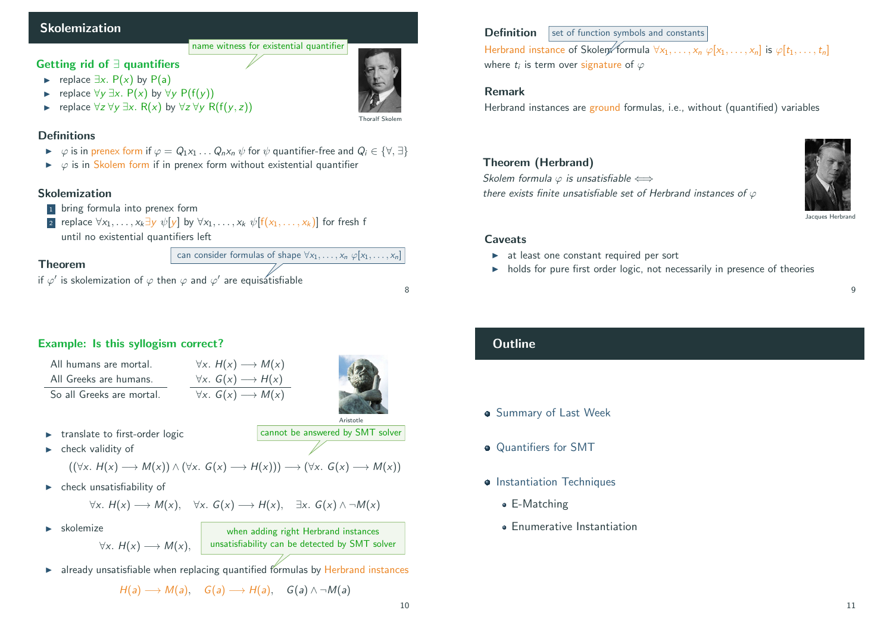## Skolemization

### Getting rid of $\exists$ quantifiers

name witness for existential quantifier

- replace $\exists x.\ \mathsf{P}(x)$ by $\mathsf{P}(\mathsf{a})$
- replace $\forall y\ \exists x.\ \mathsf{P}(x)$ by $\forall y\ \mathsf{P}(\mathsf{f}(y))$
- replace $\forall z\ \forall y\ \exists x.\ \mathsf{R}(x)$ by $\forall z\ \forall y\ \mathsf{R}(\mathsf{f}(y,z))$

Thoralf Skolem

### Definitions

- $\varphi$ is in prenex form if $\varphi = Q_1 x_1 \dots Q_n x_n\ \psi$ for $\psi$ quantifier-free and $Q_i \in \{\forall, \exists\}$
- $\varphi$ is in Skolem form if in prenex form without existential quantifier

### Skolemization

1. bring formula into prenex form
2. replace $\forall x_1, \dots, x_k \exists y\ \psi[y]$ by $\forall x_1, \dots, x_k\ \psi[\mathsf{f}(x_1, \dots, x_k)]$ for fresh f until no existential quantifiers left

### Theorem

can consider formulas of shape $\forall x_1, \dots, x_n\ \varphi[x_1, \dots, x_n]$

if $\varphi'$ is skolemization of $\varphi$ then $\varphi$ and $\varphi'$ are equisatisfiable

### Definition

set of function symbols and constants

Herbrand instance of Skolem formula $\forall x_1, \dots, x_n\ \varphi[x_1, \dots, x_n]$ is $\varphi[t_1, \dots, t_n]$ where $t_i$ is term over signature of $\varphi$

### Remark

Herbrand instances are ground formulas, i.e., without (quantified) variables

### Theorem (Herbrand)

*Skolem formula $\varphi$ is unsatisfiable $\Longleftrightarrow$ there exists finite unsatisfiable set of Herbrand instances of $\varphi$*

Jacques Herbrand

### Caveats

- at least one constant required per sort
- holds for pure first order logic, not necessarily in presence of theories

### Example: Is this syllogism correct?

| | |
|---|---|
| All humans are mortal. | $\forall x.\ H(x) \longrightarrow M(x)$ |
| All Greeks are humans. | $\forall x.\ G(x) \longrightarrow H(x)$ |
| So all Greeks are mortal. | $\forall x.\ G(x) \longrightarrow M(x)$ |

Aristotle

- translate to first-order logic
- check validity of

cannot be answered by SMT solver

$$((\forall x.\ H(x) \longrightarrow M(x)) \wedge (\forall x.\ G(x) \longrightarrow H(x))) \longrightarrow (\forall x.\ G(x) \longrightarrow M(x))$$

- check unsatisfiability of

$$\forall x.\ H(x) \longrightarrow M(x), \quad \forall x.\ G(x) \longrightarrow H(x), \quad \exists x.\ G(x) \wedge \neg M(x)$$

- skolemize

$$\forall x.\ H(x) \longrightarrow M(x), \quad \dots$$

when adding right Herbrand instances unsatisfiability can be detected by SMT solver

- already unsatisfiable when replacing quantified formulas by Herbrand instances

$$H(a) \longrightarrow M(a), \quad G(a) \longrightarrow H(a), \quad G(a) \wedge \neg M(a)$$

## Outline

- Summary of Last Week
- Quantifiers for SMT
- Instantiation Techniques
  - E-Matching
  - Enumerative Instantiation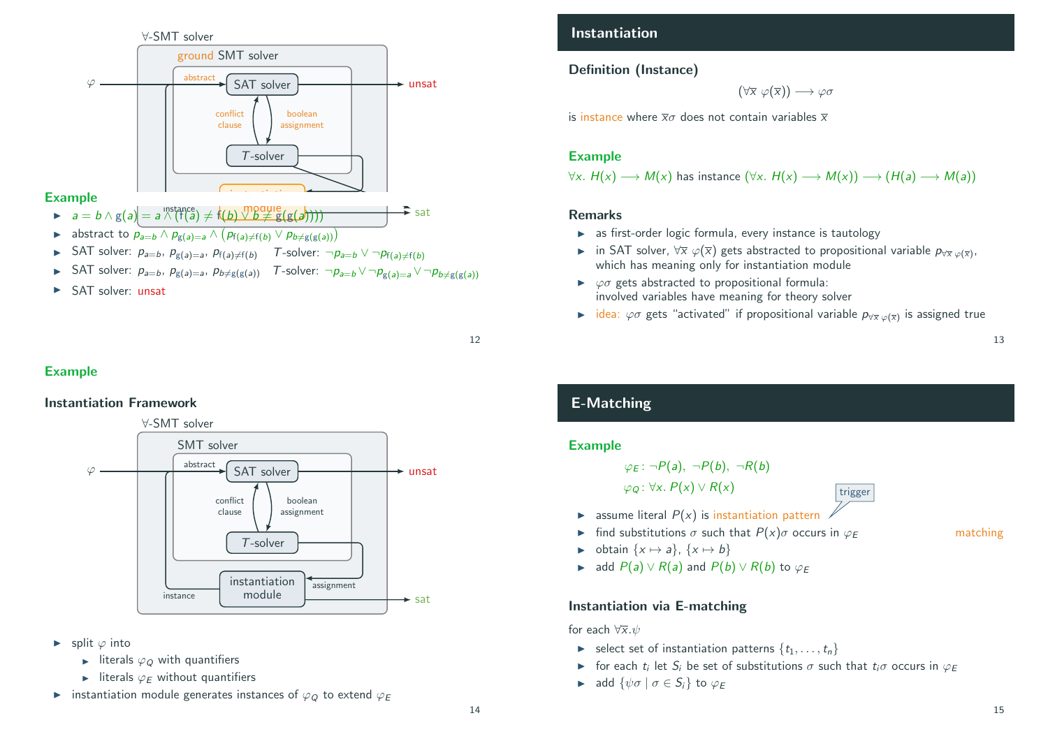## Example

- $a = b \wedge g(a) = a \wedge (f(a) \neq f(b) \vee b \neq g(g(a)))$
- abstract to $p_{a=b} \wedge p_{g(a)=a} \wedge (p_{f(a)\neq f(b)} \vee p_{b\neq g(g(a))})$
- SAT solver: $p_{a=b}$, $p_{g(a)=a}$, $p_{f(a)\neq f(b)}$ $T$-solver: $\neg p_{a=b} \vee \neg p_{f(a)\neq f(b)}$
- SAT solver: $p_{a=b}$, $p_{g(a)=a}$, $p_{b\neq g(g(a))}$ $T$-solver: $\neg p_{a=b} \vee \neg p_{g(a)=a} \vee \neg p_{b\neq g(g(a))}$
- SAT solver: unsat

## Instantiation

### Definition (Instance)

$$(\forall \overline{x}\ \varphi(\overline{x})) \longrightarrow \varphi\sigma$$

is instance where $\overline{x}\sigma$ does not contain variables $\overline{x}$

### Example

$\forall x.\ H(x) \longrightarrow M(x)$ has instance $(\forall x.\ H(x) \longrightarrow M(x)) \longrightarrow (H(a) \longrightarrow M(a))$

### Remarks

- as first-order logic formula, every instance is tautology
- in SAT solver, $\forall \overline{x}\ \varphi(\overline{x})$ gets abstracted to propositional variable $p_{\forall \overline{x}\ \varphi(\overline{x})}$, which has meaning only for instantiation module
- $\varphi\sigma$ gets abstracted to propositional formula: involved variables have meaning for theory solver
- idea: $\varphi\sigma$ gets "activated" if propositional variable $p_{\forall \overline{x}\ \varphi(\overline{x})}$ is assigned true

## Example

### Instantiation Framework

- split $\varphi$ into
  - literals $\varphi_Q$ with quantifiers
  - literals $\varphi_E$ without quantifiers
- instantiation module generates instances of $\varphi_Q$ to extend $\varphi_E$

## E-Matching

### Example

$\varphi_E$: $\neg P(a)$, $\neg P(b)$, $\neg R(b)$

$\varphi_Q$: $\forall x.\ P(x) \vee R(x)$

- assume literal $P(x)$ is instantiation pattern (trigger)
- find substitutions $\sigma$ such that $P(x)\sigma$ occurs in $\varphi_E$ (matching)
- obtain $\{x \mapsto a\}$, $\{x \mapsto b\}$
- add $P(a) \vee R(a)$ and $P(b) \vee R(b)$ to $\varphi_E$

### Instantiation via E-matching

for each $\forall \overline{x}.\psi$

- select set of instantiation patterns $\{t_1, \ldots, t_n\}$
- for each $t_i$ let $S_i$ be set of substitutions $\sigma$ such that $t_i\sigma$ occurs in $\varphi_E$
- add $\{\psi\sigma \mid \sigma \in S_i\}$ to $\varphi_E$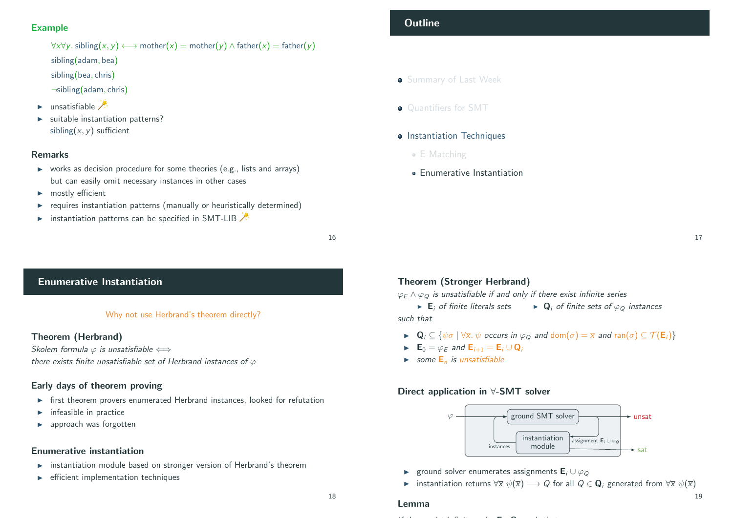## Example

$\forall x \forall y.\ \text{sibling}(x, y) \longleftrightarrow \text{mother}(x) = \text{mother}(y) \wedge \text{father}(x) = \text{father}(y)$

$\text{sibling}(\text{adam}, \text{bea})$

$\text{sibling}(\text{bea}, \text{chris})$

$\neg\text{sibling}(\text{adam}, \text{chris})$

- unsatisfiable
- suitable instantiation patterns?
  $\text{sibling}(x, y)$ sufficient

### Remarks

- works as decision procedure for some theories (e.g., lists and arrays) but can easily omit necessary instances in other cases
- mostly efficient
- requires instantiation patterns (manually or heuristically determined)
- instantiation patterns can be specified in SMT-LIB

## Outline

- Summary of Last Week
- Quantifiers for SMT
- Instantiation Techniques
  - E-Matching
  - Enumerative Instantiation

## Enumerative Instantiation

Why not use Herbrand's theorem directly?

### Theorem (Herbrand)

*Skolem formula $\varphi$ is unsatisfiable $\iff$ there exists finite unsatisfiable set of Herbrand instances of $\varphi$*

### Early days of theorem proving

- first theorem provers enumerated Herbrand instances, looked for refutation
- infeasible in practice
- approach was forgotten

### Enumerative instantiation

- instantiation module based on stronger version of Herbrand's theorem
- efficient implementation techniques

### Theorem (Stronger Herbrand)

*$\varphi_E \wedge \varphi_Q$ is unsatisfiable if and only if there exist infinite series*

- *$\mathbf{E}_i$ of finite literals sets*
- *$\mathbf{Q}_i$ of finite sets of $\varphi_Q$ instances*

*such that*

- *$\mathbf{Q}_i \subseteq \{\psi\sigma \mid \forall \overline{x}.\ \psi$ occurs in $\varphi_Q$ and $\text{dom}(\sigma) = \overline{x}$ and $\text{ran}(\sigma) \subseteq \mathcal{T}(\mathbf{E}_i)\}$*
- *$\mathbf{E}_0 = \varphi_E$ and $\mathbf{E}_{i+1} = \mathbf{E}_i \cup \mathbf{Q}_i$*
- *some $\mathbf{E}_n$ is unsatisfiable*

### Direct application in $\forall$-SMT solver

$\varphi$ → ground SMT solver → unsat; ground SMT solver → (assignment $\mathbf{E}_i \cup \varphi_Q$) → instantiation module → (instances) → ground SMT solver; instantiation module → sat

- ground solver enumerates assignments $\mathbf{E}_i \cup \varphi_Q$
- instantiation returns $\forall \overline{x}\ \psi(\overline{x}) \longrightarrow Q$ for all $Q \in \mathbf{Q}_i$ generated from $\forall \overline{x}\ \psi(\overline{x})$

### Lemma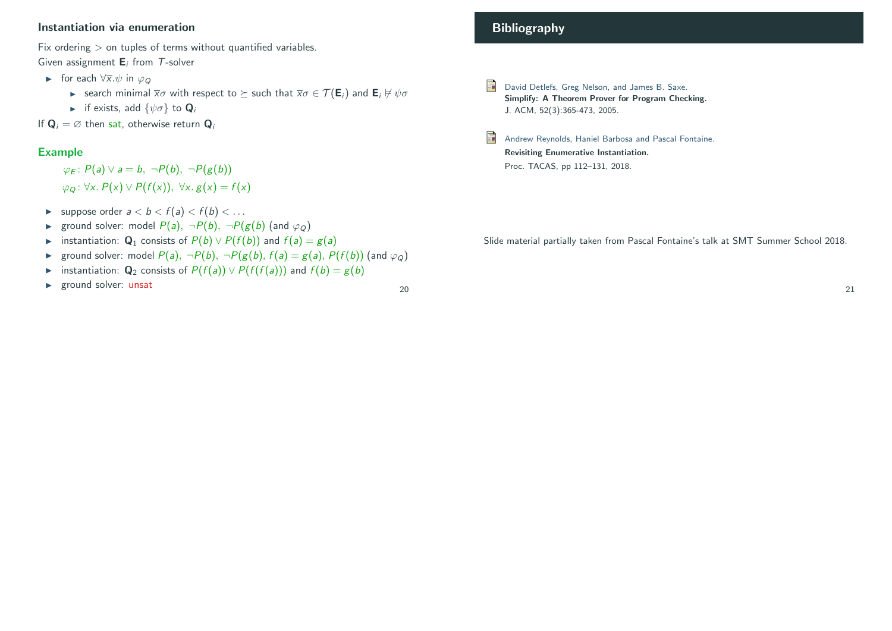### Instantiation via enumeration

Fix ordering $>$ on tuples of terms without quantified variables.
Given assignment $\mathbf{E}_i$ from $T$-solver

- for each $\forall \overline{x}.\psi$ in $\varphi_Q$
  - search minimal $\overline{x}\sigma$ with respect to $\succeq$ such that $\overline{x}\sigma \in \mathcal{T}(\mathbf{E}_i)$ and $\mathbf{E}_i \not\models \psi\sigma$
  - if exists, add $\{\psi\sigma\}$ to $\mathbf{Q}_i$

If $\mathbf{Q}_i = \varnothing$ then sat, otherwise return $\mathbf{Q}_i$

### Example

$\varphi_E$: $P(a) \vee a = b,\ \neg P(b),\ \neg P(g(b))$

$\varphi_Q$: $\forall x.\, P(x) \vee P(f(x)),\ \forall x.\, g(x) = f(x)$

- suppose order $a < b < f(a) < f(b) < \dots$
- ground solver: model $P(a),\ \neg P(b),\ \neg P(g(b)$ (and $\varphi_Q$)
- instantiation: $\mathbf{Q}_1$ consists of $P(b) \vee P(f(b))$ and $f(a) = g(a)$
- ground solver: model $P(a),\ \neg P(b),\ \neg P(g(b), f(a) = g(a), P(f(b))$ (and $\varphi_Q$)
- instantiation: $\mathbf{Q}_2$ consists of $P(f(a)) \vee P(f(f(a)))$ and $f(b) = g(b)$
- ground solver: unsat

## Bibliography

David Detlefs, Greg Nelson, and James B. Saxe.
**Simplify: A Theorem Prover for Program Checking.**
J. ACM, 52(3):365-473, 2005.

Andrew Reynolds, Haniel Barbosa and Pascal Fontaine.
**Revisiting Enumerative Instantiation.**
Proc. TACAS, pp 112–131, 2018.

Slide material partially taken from Pascal Fontaine's talk at SMT Summer School 2018.